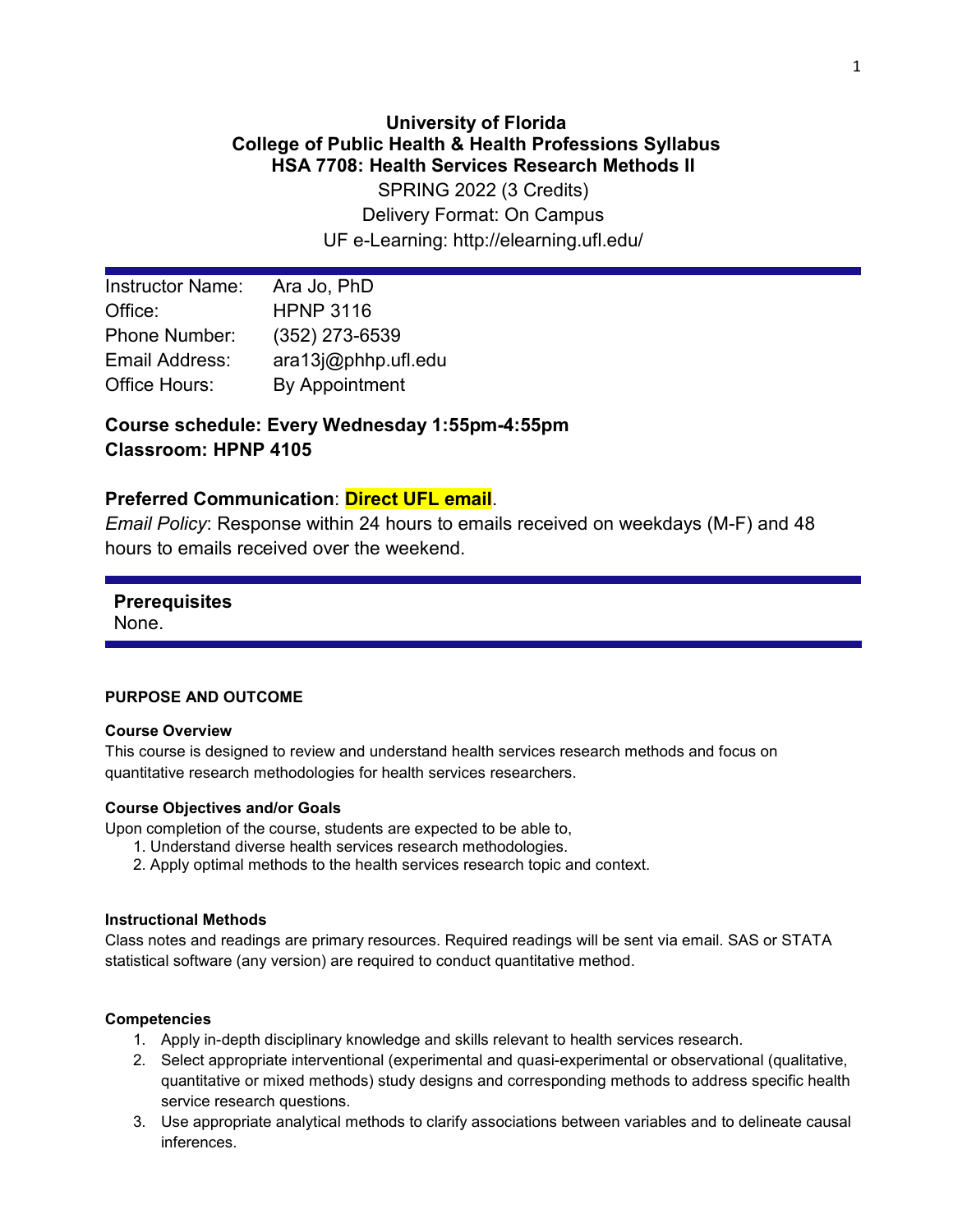# University of Florida
## College of Public Health & Health Professions Syllabus
## HSA 7708: Health Services Research Methods II

SPRING 2022 (3 Credits)
Delivery Format: On Campus
UF e-Learning: http://elearning.ufl.edu/

| | |
|---|---|
| Instructor Name: | Ara Jo, PhD |
| Office: | HPNP 3116 |
| Phone Number: | (352) 273-6539 |
| Email Address: | ara13j@phhp.ufl.edu |
| Office Hours: | By Appointment |

**Course schedule: Every Wednesday 1:55pm-4:55pm**
**Classroom: HPNP 4105**

**Preferred Communication**: **Direct UFL email**.
*Email Policy*: Response within 24 hours to emails received on weekdays (M-F) and 48 hours to emails received over the weekend.

**Prerequisites**
None.

### PURPOSE AND OUTCOME

#### Course Overview

This course is designed to review and understand health services research methods and focus on quantitative research methodologies for health services researchers.

#### Course Objectives and/or Goals

Upon completion of the course, students are expected to be able to,

1. Understand diverse health services research methodologies.
2. Apply optimal methods to the health services research topic and context.

#### Instructional Methods

Class notes and readings are primary resources. Required readings will be sent via email. SAS or STATA statistical software (any version) are required to conduct quantitative method.

#### Competencies

1. Apply in-depth disciplinary knowledge and skills relevant to health services research.
2. Select appropriate interventional (experimental and quasi-experimental or observational (qualitative, quantitative or mixed methods) study designs and corresponding methods to address specific health service research questions.
3. Use appropriate analytical methods to clarify associations between variables and to delineate causal inferences.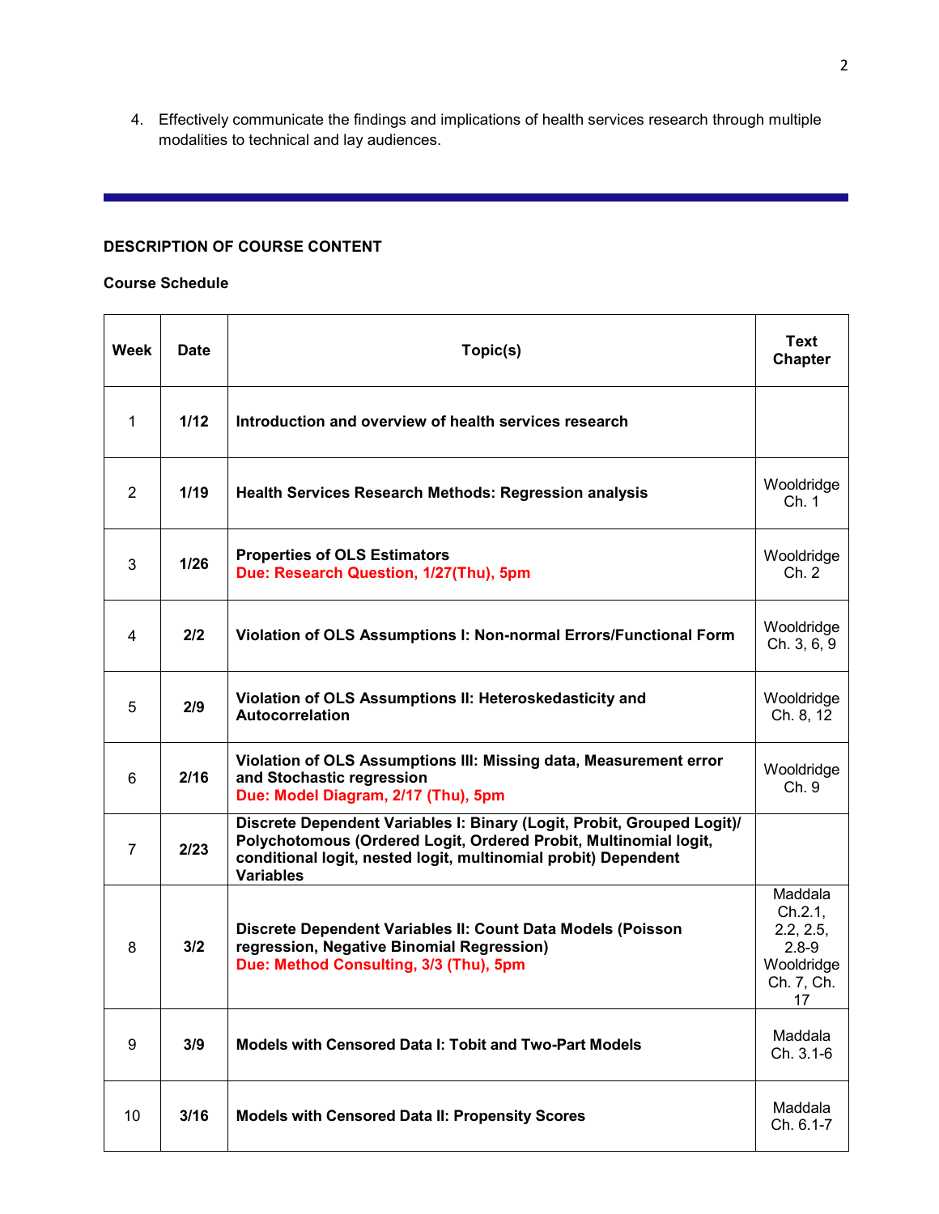4. Effectively communicate the findings and implications of health services research through multiple modalities to technical and lay audiences.

---

**DESCRIPTION OF COURSE CONTENT**

**Course Schedule**

| Week | Date | Topic(s) | Text Chapter |
|---|---|---|---|
| 1 | **1/12** | **Introduction and overview of health services research** | |
| 2 | **1/19** | **Health Services Research Methods: Regression analysis** | Wooldridge Ch. 1 |
| 3 | **1/26** | **Properties of OLS Estimators**<br>**Due: Research Question, 1/27(Thu), 5pm** | Wooldridge Ch. 2 |
| 4 | **2/2** | **Violation of OLS Assumptions I: Non-normal Errors/Functional Form** | Wooldridge Ch. 3, 6, 9 |
| 5 | **2/9** | **Violation of OLS Assumptions II: Heteroskedasticity and Autocorrelation** | Wooldridge Ch. 8, 12 |
| 6 | **2/16** | **Violation of OLS Assumptions III: Missing data, Measurement error and Stochastic regression**<br>**Due: Model Diagram, 2/17 (Thu), 5pm** | Wooldridge Ch. 9 |
| 7 | **2/23** | **Discrete Dependent Variables I: Binary (Logit, Probit, Grouped Logit)/ Polychotomous (Ordered Logit, Ordered Probit, Multinomial logit, conditional logit, nested logit, multinomial probit) Dependent Variables** | |
| 8 | **3/2** | **Discrete Dependent Variables II: Count Data Models (Poisson regression, Negative Binomial Regression)**<br>**Due: Method Consulting, 3/3 (Thu), 5pm** | Maddala Ch.2.1, 2.2, 2.5, 2.8-9 Wooldridge Ch. 7, Ch. 17 |
| 9 | **3/9** | **Models with Censored Data I: Tobit and Two-Part Models** | Maddala Ch. 3.1-6 |
| 10 | **3/16** | **Models with Censored Data II: Propensity Scores** | Maddala Ch. 6.1-7 |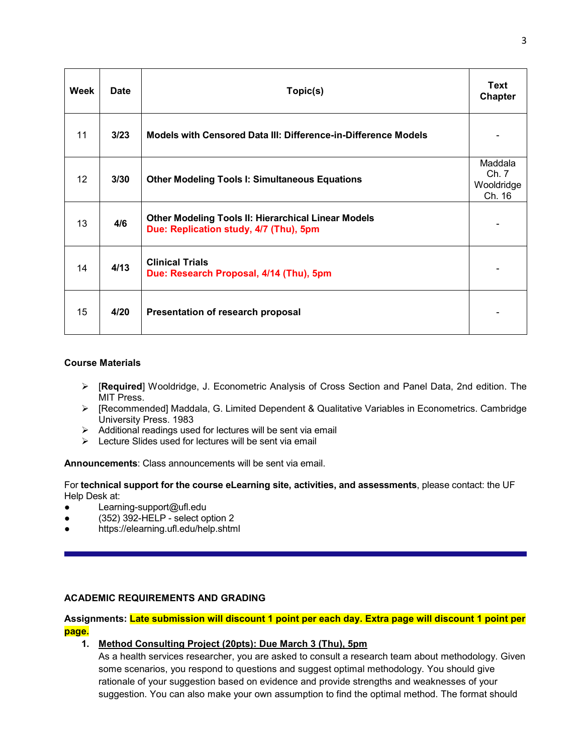| Week | Date | Topic(s) | Text Chapter |
|---|---|---|---|
| 11 | **3/23** | **Models with Censored Data III: Difference-in-Difference Models** | - |
| 12 | **3/30** | **Other Modeling Tools I: Simultaneous Equations** | Maddala Ch. 7 Wooldridge Ch. 16 |
| 13 | **4/6** | **Other Modeling Tools II: Hierarchical Linear Models** **Due: Replication study, 4/7 (Thu), 5pm** | - |
| 14 | **4/13** | **Clinical Trials** **Due: Research Proposal, 4/14 (Thu), 5pm** | - |
| 15 | **4/20** | **Presentation of research proposal** | - |

**Course Materials**

- [**Required**] Wooldridge, J. Econometric Analysis of Cross Section and Panel Data, 2nd edition. The MIT Press.
- [Recommended] Maddala, G. Limited Dependent & Qualitative Variables in Econometrics. Cambridge University Press. 1983
- Additional readings used for lectures will be sent via email
- Lecture Slides used for lectures will be sent via email

**Announcements**: Class announcements will be sent via email.

For **technical support for the course eLearning site, activities, and assessments**, please contact: the UF Help Desk at:

- Learning-support@ufl.edu
- (352) 392-HELP - select option 2
- https://elearning.ufl.edu/help.shtml

---

**ACADEMIC REQUIREMENTS AND GRADING**

**Assignments: Late submission will discount 1 point per each day. Extra page will discount 1 point per page.**

1. **Method Consulting Project (20pts): Due March 3 (Thu), 5pm**
   As a health services researcher, you are asked to consult a research team about methodology. Given some scenarios, you respond to questions and suggest optimal methodology. You should give rationale of your suggestion based on evidence and provide strengths and weaknesses of your suggestion. You can also make your own assumption to find the optimal method. The format should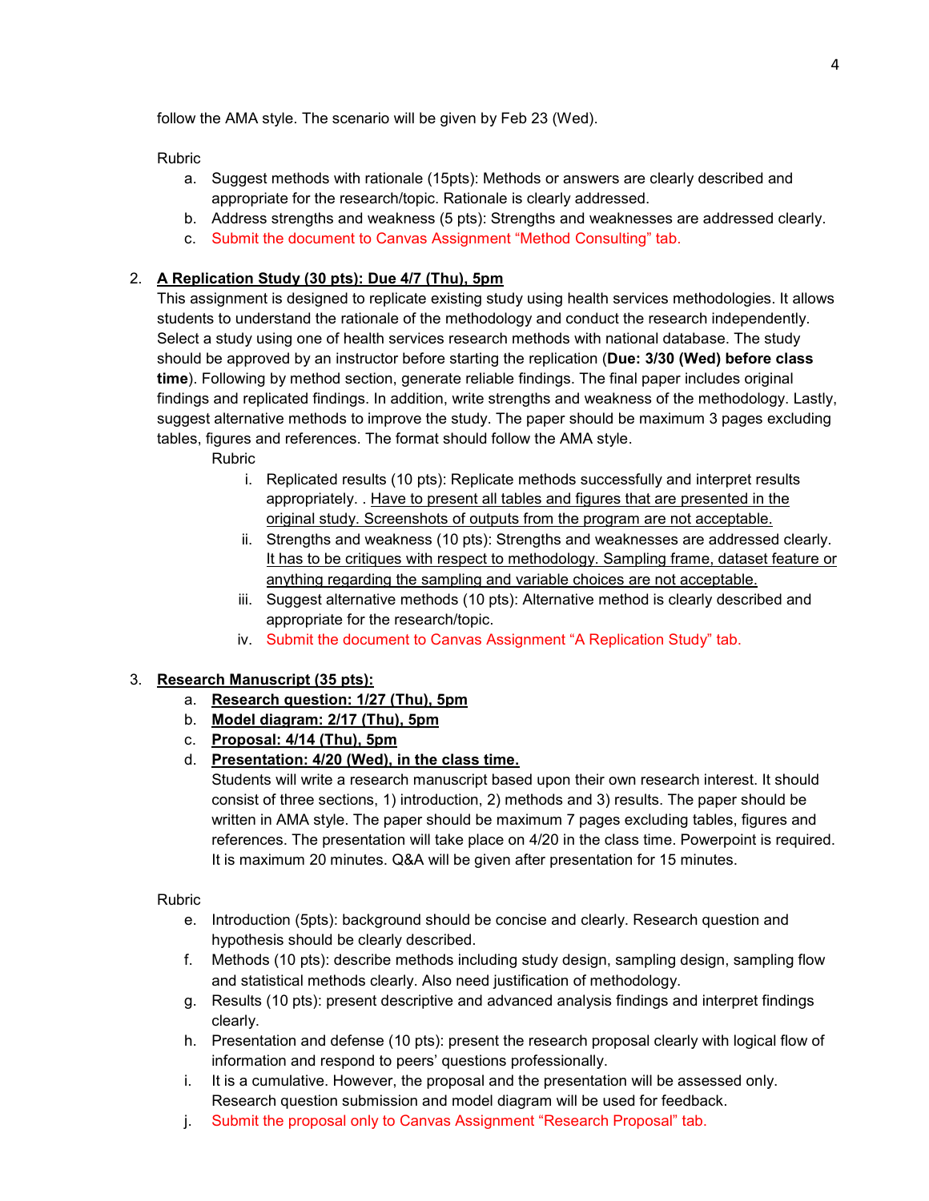follow the AMA style. The scenario will be given by Feb 23 (Wed).

Rubric

a. Suggest methods with rationale (15pts): Methods or answers are clearly described and appropriate for the research/topic. Rationale is clearly addressed.
b. Address strengths and weakness (5 pts): Strengths and weaknesses are addressed clearly.
c. Submit the document to Canvas Assignment "Method Consulting" tab.

2. **A Replication Study (30 pts): Due 4/7 (Thu), 5pm**

   This assignment is designed to replicate existing study using health services methodologies. It allows students to understand the rationale of the methodology and conduct the research independently. Select a study using one of health services research methods with national database. The study should be approved by an instructor before starting the replication (**Due: 3/30 (Wed) before class time**). Following by method section, generate reliable findings. The final paper includes original findings and replicated findings. In addition, write strengths and weakness of the methodology. Lastly, suggest alternative methods to improve the study. The paper should be maximum 3 pages excluding tables, figures and references. The format should follow the AMA style.

   Rubric

   i. Replicated results (10 pts): Replicate methods successfully and interpret results appropriately. . <u>Have to present all tables and figures that are presented in the original study. Screenshots of outputs from the program are not acceptable.</u>
   ii. Strengths and weakness (10 pts): Strengths and weaknesses are addressed clearly. <u>It has to be critiques with respect to methodology. Sampling frame, dataset feature or anything regarding the sampling and variable choices are not acceptable.</u>
   iii. Suggest alternative methods (10 pts): Alternative method is clearly described and appropriate for the research/topic.
   iv. Submit the document to Canvas Assignment "A Replication Study" tab.

3. **Research Manuscript (35 pts):**

   a. **Research question: 1/27 (Thu), 5pm**
   b. **Model diagram: 2/17 (Thu), 5pm**
   c. **Proposal: 4/14 (Thu), 5pm**
   d. **Presentation: 4/20 (Wed), in the class time.**

   Students will write a research manuscript based upon their own research interest. It should consist of three sections, 1) introduction, 2) methods and 3) results. The paper should be written in AMA style. The paper should be maximum 7 pages excluding tables, figures and references. The presentation will take place on 4/20 in the class time. Powerpoint is required. It is maximum 20 minutes. Q&A will be given after presentation for 15 minutes.

Rubric

e. Introduction (5pts): background should be concise and clearly. Research question and hypothesis should be clearly described.
f. Methods (10 pts): describe methods including study design, sampling design, sampling flow and statistical methods clearly. Also need justification of methodology.
g. Results (10 pts): present descriptive and advanced analysis findings and interpret findings clearly.
h. Presentation and defense (10 pts): present the research proposal clearly with logical flow of information and respond to peers' questions professionally.
i. It is a cumulative. However, the proposal and the presentation will be assessed only. Research question submission and model diagram will be used for feedback.
j. Submit the proposal only to Canvas Assignment "Research Proposal" tab.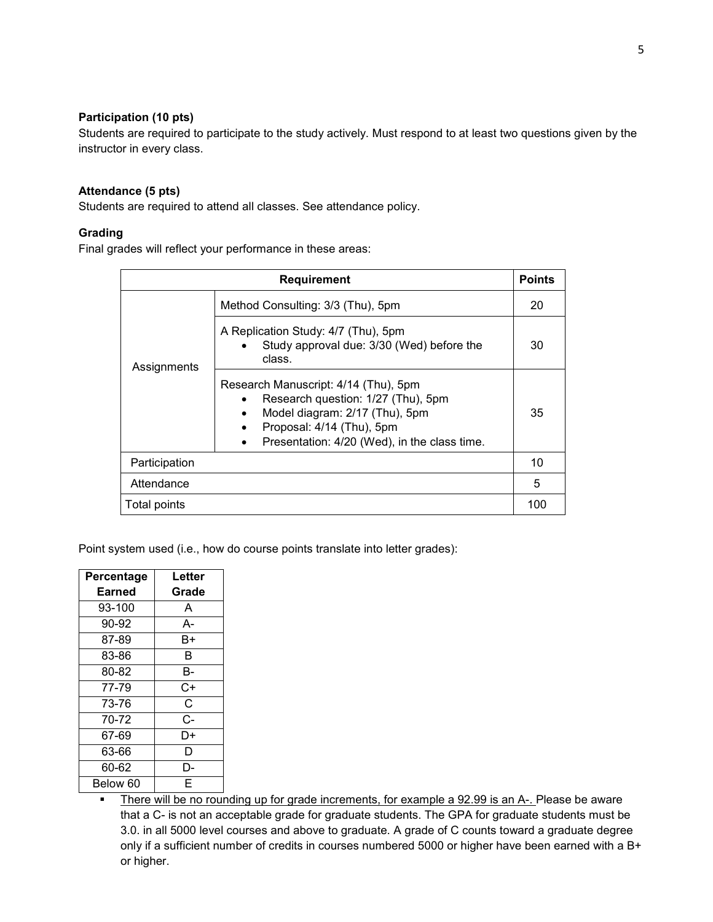**Participation (10 pts)**

Students are required to participate to the study actively. Must respond to at least two questions given by the instructor in every class.

**Attendance (5 pts)**

Students are required to attend all classes. See attendance policy.

**Grading**

Final grades will reflect your performance in these areas:

| Requirement | | Points |
|---|---|---|
| Assignments | Method Consulting: 3/3 (Thu), 5pm | 20 |
| | A Replication Study: 4/7 (Thu), 5pm <br>• Study approval due: 3/30 (Wed) before the class. | 30 |
| | Research Manuscript: 4/14 (Thu), 5pm <br>• Research question: 1/27 (Thu), 5pm <br>• Model diagram: 2/17 (Thu), 5pm <br>• Proposal: 4/14 (Thu), 5pm <br>• Presentation: 4/20 (Wed), in the class time. | 35 |
| Participation | | 10 |
| Attendance | | 5 |
| Total points | | 100 |

Point system used (i.e., how do course points translate into letter grades):

| Percentage Earned | Letter Grade |
|---|---|
| 93-100 | A |
| 90-92 | A- |
| 87-89 | B+ |
| 83-86 | B |
| 80-82 | B- |
| 77-79 | C+ |
| 73-76 | C |
| 70-72 | C- |
| 67-69 | D+ |
| 63-66 | D |
| 60-62 | D- |
| Below 60 | E |

- <u>There will be no rounding up for grade increments, for example a 92.99 is an A-.</u> Please be aware that a C- is not an acceptable grade for graduate students. The GPA for graduate students must be 3.0. in all 5000 level courses and above to graduate. A grade of C counts toward a graduate degree only if a sufficient number of credits in courses numbered 5000 or higher have been earned with a B+ or higher.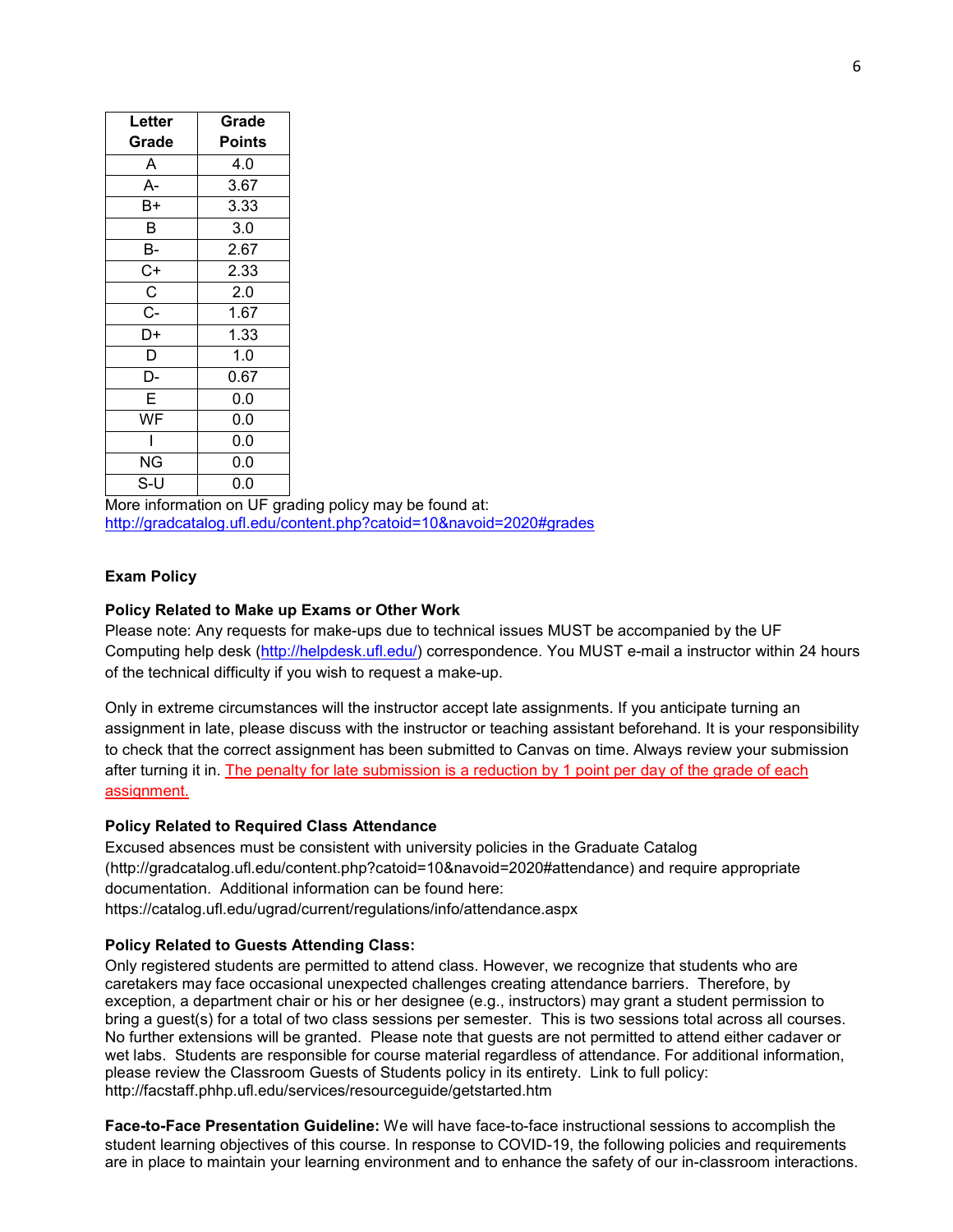| Letter Grade | Grade Points |
|---|---|
| A | 4.0 |
| A- | 3.67 |
| B+ | 3.33 |
| B | 3.0 |
| B- | 2.67 |
| C+ | 2.33 |
| C | 2.0 |
| C- | 1.67 |
| D+ | 1.33 |
| D | 1.0 |
| D- | 0.67 |
| E | 0.0 |
| WF | 0.0 |
| I | 0.0 |
| NG | 0.0 |
| S-U | 0.0 |

More information on UF grading policy may be found at:
http://gradcatalog.ufl.edu/content.php?catoid=10&navoid=2020#grades

**Exam Policy**

**Policy Related to Make up Exams or Other Work**

Please note: Any requests for make-ups due to technical issues MUST be accompanied by the UF Computing help desk (http://helpdesk.ufl.edu/) correspondence. You MUST e-mail a instructor within 24 hours of the technical difficulty if you wish to request a make-up.

Only in extreme circumstances will the instructor accept late assignments. If you anticipate turning an assignment in late, please discuss with the instructor or teaching assistant beforehand. It is your responsibility to check that the correct assignment has been submitted to Canvas on time. Always review your submission after turning it in. The penalty for late submission is a reduction by 1 point per day of the grade of each assignment.

**Policy Related to Required Class Attendance**

Excused absences must be consistent with university policies in the Graduate Catalog (http://gradcatalog.ufl.edu/content.php?catoid=10&navoid=2020#attendance) and require appropriate documentation. Additional information can be found here:
https://catalog.ufl.edu/ugrad/current/regulations/info/attendance.aspx

**Policy Related to Guests Attending Class:**

Only registered students are permitted to attend class. However, we recognize that students who are caretakers may face occasional unexpected challenges creating attendance barriers. Therefore, by exception, a department chair or his or her designee (e.g., instructors) may grant a student permission to bring a guest(s) for a total of two class sessions per semester. This is two sessions total across all courses. No further extensions will be granted. Please note that guests are not permitted to attend either cadaver or wet labs. Students are responsible for course material regardless of attendance. For additional information, please review the Classroom Guests of Students policy in its entirety. Link to full policy:
http://facstaff.phhp.ufl.edu/services/resourceguide/getstarted.htm

**Face-to-Face Presentation Guideline:** We will have face-to-face instructional sessions to accomplish the student learning objectives of this course. In response to COVID-19, the following policies and requirements are in place to maintain your learning environment and to enhance the safety of our in-classroom interactions.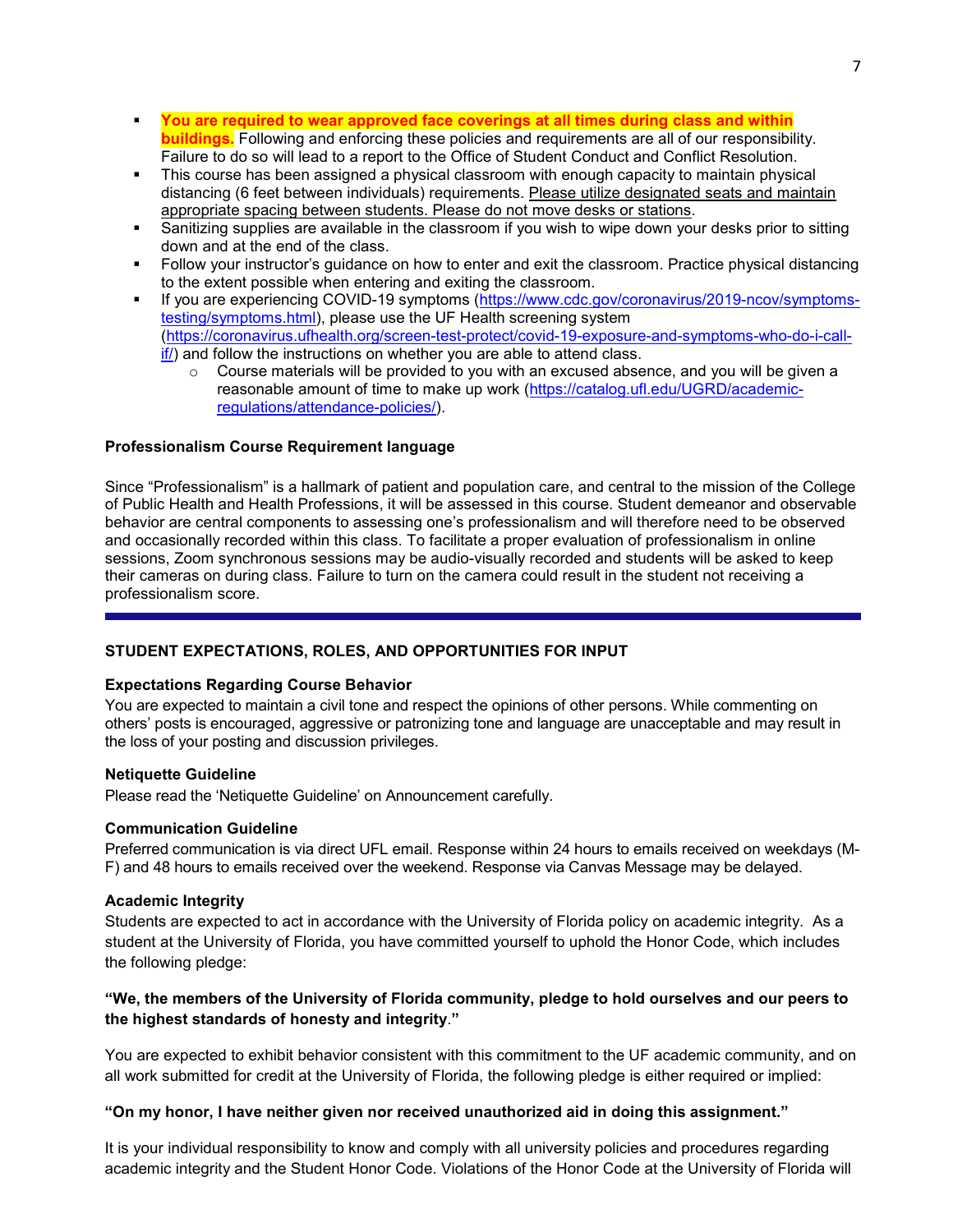- **You are required to wear approved face coverings at all times during class and within buildings.** Following and enforcing these policies and requirements are all of our responsibility. Failure to do so will lead to a report to the Office of Student Conduct and Conflict Resolution.
- This course has been assigned a physical classroom with enough capacity to maintain physical distancing (6 feet between individuals) requirements. Please utilize designated seats and maintain appropriate spacing between students. Please do not move desks or stations.
- Sanitizing supplies are available in the classroom if you wish to wipe down your desks prior to sitting down and at the end of the class.
- Follow your instructor's guidance on how to enter and exit the classroom. Practice physical distancing to the extent possible when entering and exiting the classroom.
- If you are experiencing COVID-19 symptoms (https://www.cdc.gov/coronavirus/2019-ncov/symptoms-testing/symptoms.html), please use the UF Health screening system (https://coronavirus.ufhealth.org/screen-test-protect/covid-19-exposure-and-symptoms-who-do-i-call-if/) and follow the instructions on whether you are able to attend class.
  - Course materials will be provided to you with an excused absence, and you will be given a reasonable amount of time to make up work (https://catalog.ufl.edu/UGRD/academic-regulations/attendance-policies/).

**Professionalism Course Requirement language**

Since "Professionalism" is a hallmark of patient and population care, and central to the mission of the College of Public Health and Health Professions, it will be assessed in this course. Student demeanor and observable behavior are central components to assessing one's professionalism and will therefore need to be observed and occasionally recorded within this class. To facilitate a proper evaluation of professionalism in online sessions, Zoom synchronous sessions may be audio-visually recorded and students will be asked to keep their cameras on during class. Failure to turn on the camera could result in the student not receiving a professionalism score.

---

## STUDENT EXPECTATIONS, ROLES, AND OPPORTUNITIES FOR INPUT

**Expectations Regarding Course Behavior**

You are expected to maintain a civil tone and respect the opinions of other persons. While commenting on others' posts is encouraged, aggressive or patronizing tone and language are unacceptable and may result in the loss of your posting and discussion privileges.

**Netiquette Guideline**

Please read the 'Netiquette Guideline' on Announcement carefully.

**Communication Guideline**

Preferred communication is via direct UFL email. Response within 24 hours to emails received on weekdays (M-F) and 48 hours to emails received over the weekend. Response via Canvas Message may be delayed.

**Academic Integrity**

Students are expected to act in accordance with the University of Florida policy on academic integrity. As a student at the University of Florida, you have committed yourself to uphold the Honor Code, which includes the following pledge:

**"We, the members of the University of Florida community, pledge to hold ourselves and our peers to the highest standards of honesty and integrity."**

You are expected to exhibit behavior consistent with this commitment to the UF academic community, and on all work submitted for credit at the University of Florida, the following pledge is either required or implied:

**"On my honor, I have neither given nor received unauthorized aid in doing this assignment."**

It is your individual responsibility to know and comply with all university policies and procedures regarding academic integrity and the Student Honor Code. Violations of the Honor Code at the University of Florida will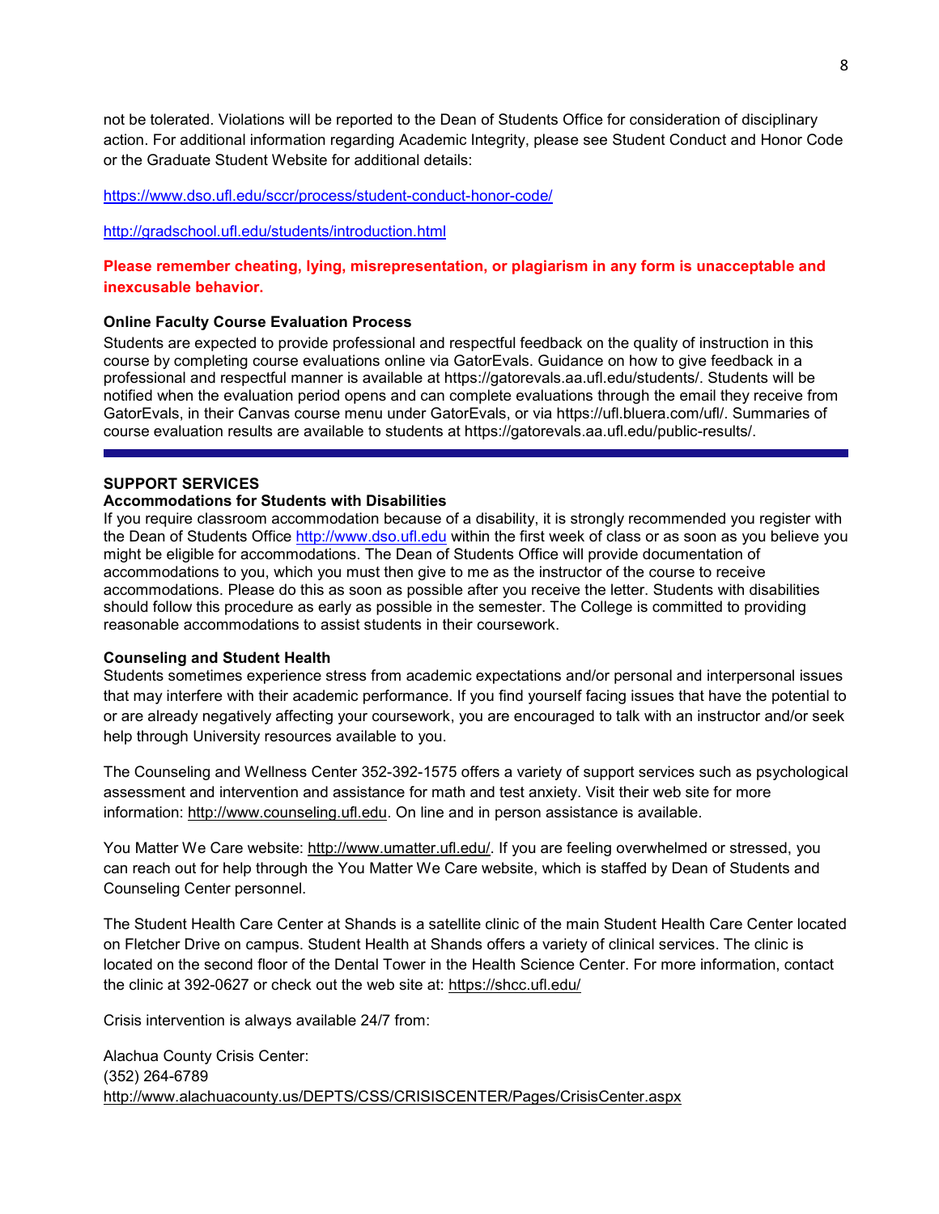not be tolerated. Violations will be reported to the Dean of Students Office for consideration of disciplinary action. For additional information regarding Academic Integrity, please see Student Conduct and Honor Code or the Graduate Student Website for additional details:

https://www.dso.ufl.edu/sccr/process/student-conduct-honor-code/

http://gradschool.ufl.edu/students/introduction.html

**Please remember cheating, lying, misrepresentation, or plagiarism in any form is unacceptable and inexcusable behavior.**

**Online Faculty Course Evaluation Process**

Students are expected to provide professional and respectful feedback on the quality of instruction in this course by completing course evaluations online via GatorEvals. Guidance on how to give feedback in a professional and respectful manner is available at https://gatorevals.aa.ufl.edu/students/. Students will be notified when the evaluation period opens and can complete evaluations through the email they receive from GatorEvals, in their Canvas course menu under GatorEvals, or via https://ufl.bluera.com/ufl/. Summaries of course evaluation results are available to students at https://gatorevals.aa.ufl.edu/public-results/.

---

## SUPPORT SERVICES

**Accommodations for Students with Disabilities**

If you require classroom accommodation because of a disability, it is strongly recommended you register with the Dean of Students Office http://www.dso.ufl.edu within the first week of class or as soon as you believe you might be eligible for accommodations. The Dean of Students Office will provide documentation of accommodations to you, which you must then give to me as the instructor of the course to receive accommodations. Please do this as soon as possible after you receive the letter. Students with disabilities should follow this procedure as early as possible in the semester. The College is committed to providing reasonable accommodations to assist students in their coursework.

**Counseling and Student Health**

Students sometimes experience stress from academic expectations and/or personal and interpersonal issues that may interfere with their academic performance. If you find yourself facing issues that have the potential to or are already negatively affecting your coursework, you are encouraged to talk with an instructor and/or seek help through University resources available to you.

The Counseling and Wellness Center 352-392-1575 offers a variety of support services such as psychological assessment and intervention and assistance for math and test anxiety. Visit their web site for more information: http://www.counseling.ufl.edu. On line and in person assistance is available.

You Matter We Care website: http://www.umatter.ufl.edu/. If you are feeling overwhelmed or stressed, you can reach out for help through the You Matter We Care website, which is staffed by Dean of Students and Counseling Center personnel.

The Student Health Care Center at Shands is a satellite clinic of the main Student Health Care Center located on Fletcher Drive on campus. Student Health at Shands offers a variety of clinical services. The clinic is located on the second floor of the Dental Tower in the Health Science Center. For more information, contact the clinic at 392-0627 or check out the web site at: https://shcc.ufl.edu/

Crisis intervention is always available 24/7 from:

Alachua County Crisis Center:
(352) 264-6789
http://www.alachuacounty.us/DEPTS/CSS/CRISISCENTER/Pages/CrisisCenter.aspx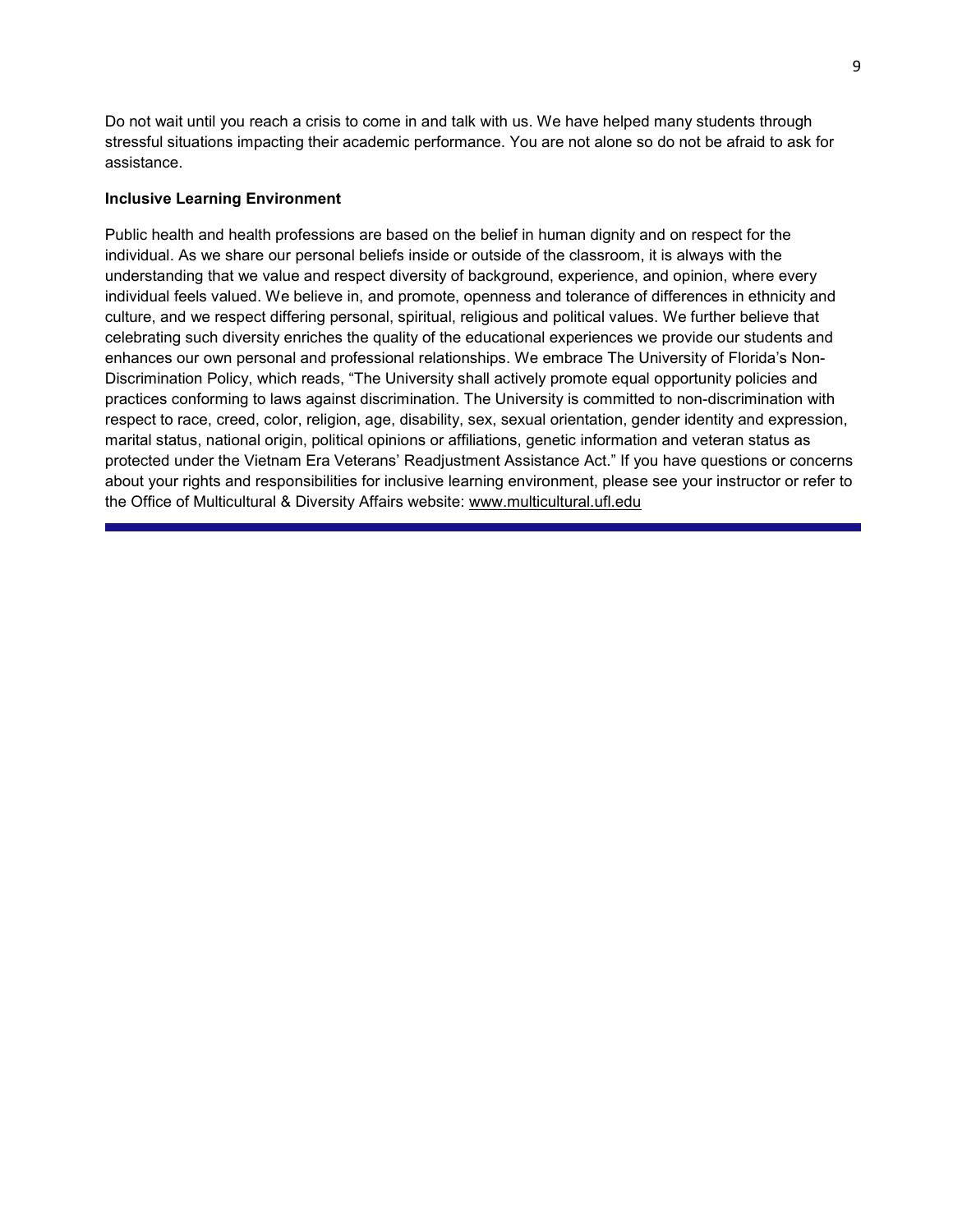Do not wait until you reach a crisis to come in and talk with us. We have helped many students through stressful situations impacting their academic performance. You are not alone so do not be afraid to ask for assistance.

**Inclusive Learning Environment**

Public health and health professions are based on the belief in human dignity and on respect for the individual. As we share our personal beliefs inside or outside of the classroom, it is always with the understanding that we value and respect diversity of background, experience, and opinion, where every individual feels valued. We believe in, and promote, openness and tolerance of differences in ethnicity and culture, and we respect differing personal, spiritual, religious and political values. We further believe that celebrating such diversity enriches the quality of the educational experiences we provide our students and enhances our own personal and professional relationships. We embrace The University of Florida's Non-Discrimination Policy, which reads, "The University shall actively promote equal opportunity policies and practices conforming to laws against discrimination. The University is committed to non-discrimination with respect to race, creed, color, religion, age, disability, sex, sexual orientation, gender identity and expression, marital status, national origin, political opinions or affiliations, genetic information and veteran status as protected under the Vietnam Era Veterans' Readjustment Assistance Act." If you have questions or concerns about your rights and responsibilities for inclusive learning environment, please see your instructor or refer to the Office of Multicultural & Diversity Affairs website: www.multicultural.ufl.edu